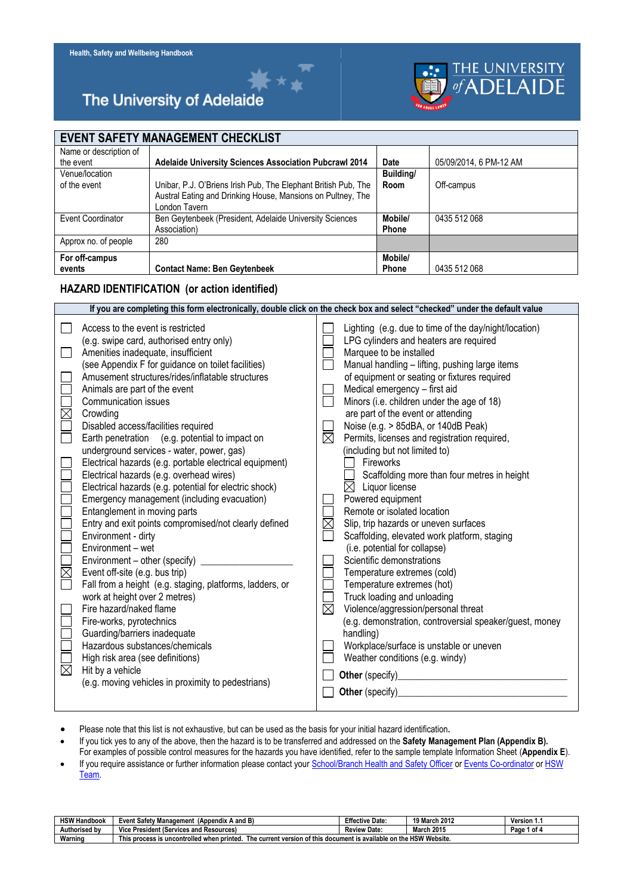# EVENT SAFETY MANAGEMENT CHECKLIST

| | | | |
|---|---|---|---|
| Name or description of the event | **Adelaide University Sciences Association Pubcrawl 2014** | **Date** | 05/09/2014, 6 PM-12 AM |
| Venue/location of the event | Unibar, P.J. O'Briens Irish Pub, The Elephant British Pub, The Austral Eating and Drinking House, Mansions on Pulteney, The London Tavern | **Building/ Room** | Off-campus |
| Event Coordinator | Ben Geytenbeek (President, Adelaide University Sciences Association) | **Mobile/ Phone** | 0435 512 068 |
| Approx no. of people | 280 | | |
| **For off-campus events** | **Contact Name: Ben Geytenbeek** | **Mobile/ Phone** | 0435 512 068 |

## HAZARD IDENTIFICATION (or action identified)

**If you are completing this form electronically, double click on the check box and select "checked" under the default value**

- ☐ Access to the event is restricted (e.g. swipe card, authorised entry only)
- ☐ Amenities inadequate, insufficient (see Appendix F for guidance on toilet facilities)
- ☐ Amusement structures/rides/inflatable structures
- ☐ Animals are part of the event
- ☐ Communication issues
- ☒ Crowding
- ☐ Disabled access/facilities required
- ☐ Earth penetration (e.g. potential to impact on underground services - water, power, gas)
- ☐ Electrical hazards (e.g. portable electrical equipment)
- ☐ Electrical hazards (e.g. overhead wires)
- ☐ Electrical hazards (e.g. potential for electric shock)
- ☐ Emergency management (including evacuation)
- ☐ Entanglement in moving parts
- ☐ Entry and exit points compromised/not clearly defined
- ☐ Environment - dirty
- ☐ Environment – wet
- ☐ Environment – other (specify) ________________
- ☒ Event off-site (e.g. bus trip)
- ☐ Fall from a height (e.g. staging, platforms, ladders, or work at height over 2 metres)
- ☐ Fire hazard/naked flame
- ☐ Fire-works, pyrotechnics
- ☐ Guarding/barriers inadequate
- ☐ Hazardous substances/chemicals
- ☐ High risk area (see definitions)
- ☒ Hit by a vehicle (e.g. moving vehicles in proximity to pedestrians)
- ☐ Lighting (e.g. due to time of the day/night/location)
- ☐ LPG cylinders and heaters are required
- ☐ Marquee to be installed
- ☐ Manual handling – lifting, pushing large items of equipment or seating or fixtures required
- ☐ Medical emergency – first aid
- ☐ Minors (i.e. children under the age of 18) are part of the event or attending
- ☐ Noise (e.g. > 85dBA, or 140dB Peak)
- ☒ Permits, licenses and registration required, (including but not limited to)
  - ☐ Fireworks
  - ☐ Scaffolding more than four metres in height
  - ☒ Liquor license
- ☐ Powered equipment
- ☐ Remote or isolated location
- ☒ Slip, trip hazards or uneven surfaces
- ☐ Scaffolding, elevated work platform, staging (i.e. potential for collapse)
- ☐ Scientific demonstrations
- ☐ Temperature extremes (cold)
- ☐ Temperature extremes (hot)
- ☐ Truck loading and unloading
- ☒ Violence/aggression/personal threat (e.g. demonstration, controversial speaker/guest, money handling)
- ☐ Workplace/surface is unstable or uneven
- ☐ Weather conditions (e.g. windy)
- ☐ **Other** (specify)________________
- ☐ **Other** (specify)________________

- Please note that this list is not exhaustive, but can be used as the basis for your initial hazard identification.
- If you tick yes to any of the above, then the hazard is to be transferred and addressed on the **Safety Management Plan (Appendix B).** For examples of possible control measures for the hazards you have identified, refer to the sample template Information Sheet (**Appendix E**).
- If you require assistance or further information please contact your School/Branch Health and Safety Officer or Events Co-ordinator or HSW Team.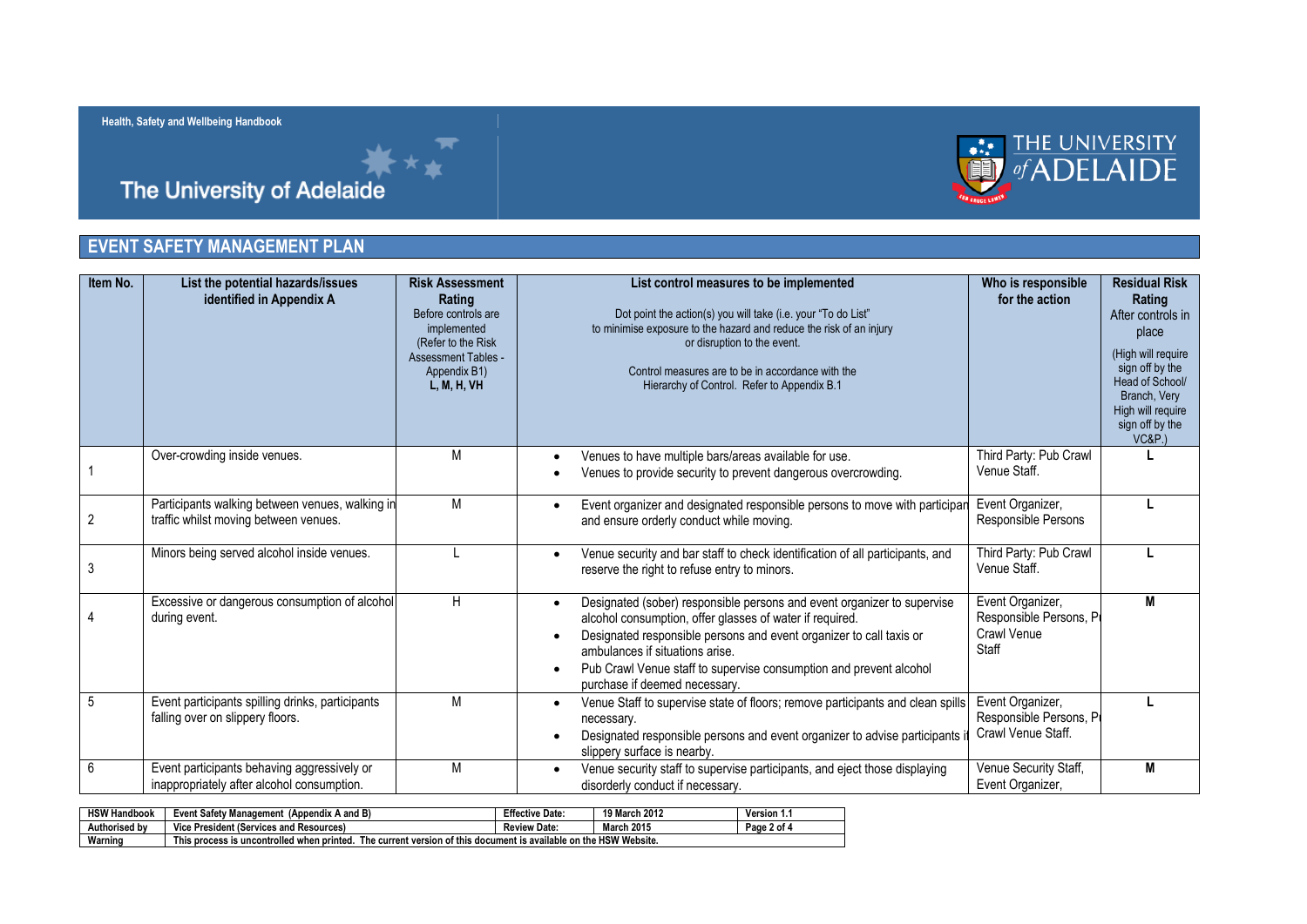Health, Safety and Wellbeing Handbook

The University of Adelaide

## EVENT SAFETY MANAGEMENT PLAN

| Item No. | List the potential hazards/issues identified in Appendix A | Risk Assessment Rating<br>Before controls are implemented<br>(Refer to the Risk Assessment Tables - Appendix B1)<br>**L, M, H, VH** | List control measures to be implemented<br>Dot point the action(s) you will take (i.e. your "To do List" to minimise exposure to the hazard and reduce the risk of an injury or disruption to the event.<br>Control measures are to be in accordance with the Hierarchy of Control. Refer to Appendix B.1 | Who is responsible for the action | Residual Risk Rating<br>After controls in place<br>(High will require sign off by the Head of School/ Branch, Very High will require sign off by the VC&P.) |
|---|---|---|---|---|---|
| 1 | Over-crowding inside venues. | M | • Venues to have multiple bars/areas available for use.<br>• Venues to provide security to prevent dangerous overcrowding. | Third Party: Pub Crawl Venue Staff. | **L** |
| 2 | Participants walking between venues, walking in traffic whilst moving between venues. | M | • Event organizer and designated responsible persons to move with participan and ensure orderly conduct while moving. | Event Organizer, Responsible Persons | **L** |
| 3 | Minors being served alcohol inside venues. | L | • Venue security and bar staff to check identification of all participants, and reserve the right to refuse entry to minors. | Third Party: Pub Crawl Venue Staff. | **L** |
| 4 | Excessive or dangerous consumption of alcohol during event. | H | • Designated (sober) responsible persons and event organizer to supervise alcohol consumption, offer glasses of water if required.<br>• Designated responsible persons and event organizer to call taxis or ambulances if situations arise.<br>• Pub Crawl Venue staff to supervise consumption and prevent alcohol purchase if deemed necessary. | Event Organizer, Responsible Persons, P Crawl Venue Staff | **M** |
| 5 | Event participants spilling drinks, participants falling over on slippery floors. | M | • Venue Staff to supervise state of floors; remove participants and clean spills necessary.<br>• Designated responsible persons and event organizer to advise participants i slippery surface is nearby. | Event Organizer, Responsible Persons, P Crawl Venue Staff. | **L** |
| 6 | Event participants behaving aggressively or inappropriately after alcohol consumption. | M | • Venue security staff to supervise participants, and eject those displaying disorderly conduct if necessary. | Venue Security Staff, Event Organizer, | **M** |

| HSW Handbook | Event Safety Management (Appendix A and B) | Effective Date: | 19 March 2012 | Version 1.1 |
|---|---|---|---|---|
| Authorised by | Vice President (Services and Resources) | Review Date: | March 2015 | |
| Warning | This process is uncontrolled when printed. The current version of this document is available on the HSW Website. | | | |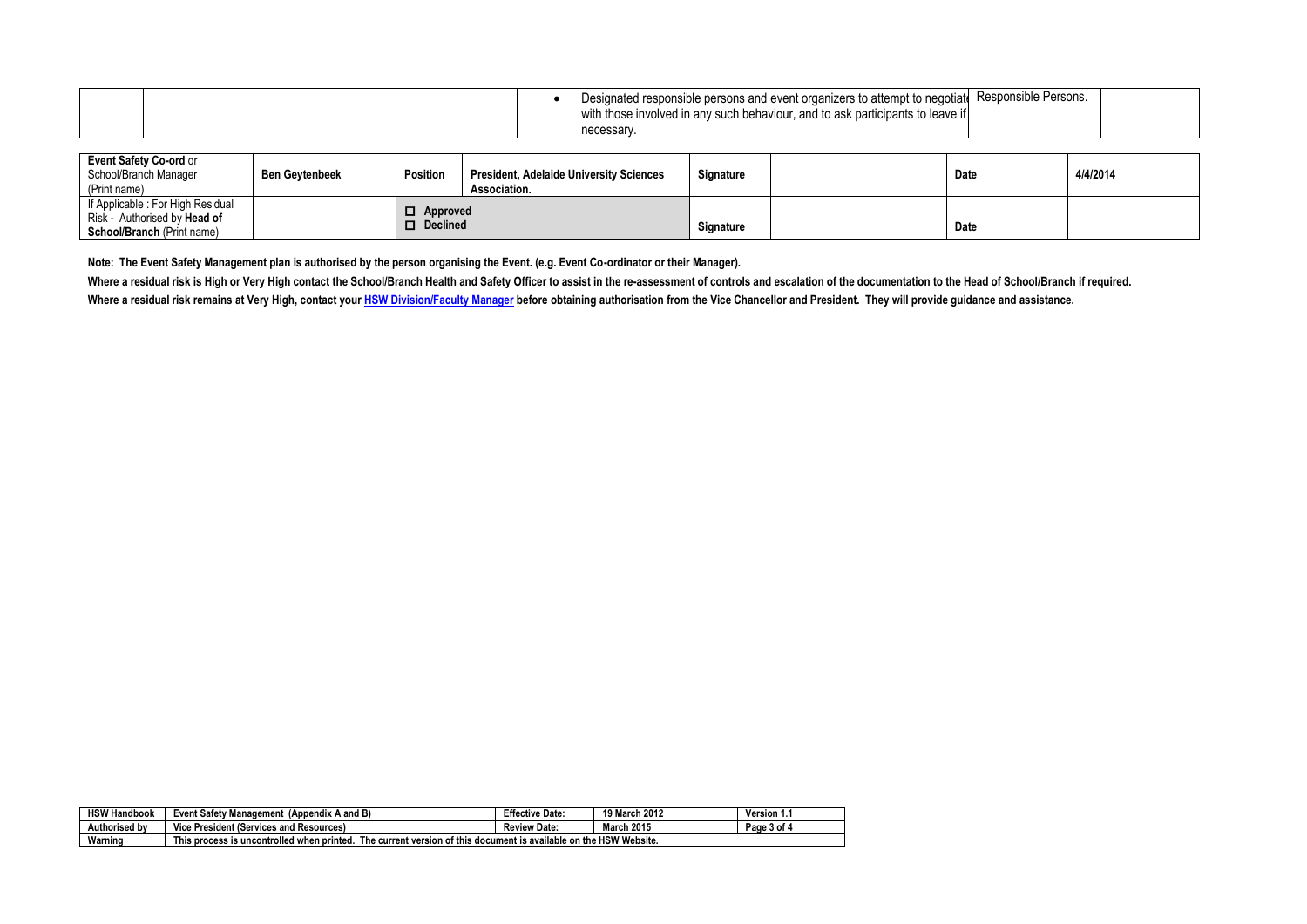|  |  |  | • Designated responsible persons and event organizers to attempt to negotiate with those involved in any such behaviour, and to ask participants to leave if necessary. | Responsible Persons. |  |
|---|---|---|---|---|---|

| **Event Safety Co-ord** or School/Branch Manager (Print name) | **Ben Geytenbeek** | **Position** | **President, Adelaide University Sciences Association.** | **Signature** |  | **Date** | **4/4/2014** |
|---|---|---|---|---|---|---|---|
| If Applicable : For High Residual Risk - Authorised by **Head of School/Branch** (Print name) |  | ☐ **Approved** ☐ **Declined** |  | **Signature** |  | **Date** |  |

**Note: The Event Safety Management plan is authorised by the person organising the Event. (e.g. Event Co-ordinator or their Manager).**

**Where a residual risk is High or Very High contact the School/Branch Health and Safety Officer to assist in the re-assessment of controls and escalation of the documentation to the Head of School/Branch if required.**

**Where a residual risk remains at Very High, contact your HSW Division/Faculty Manager before obtaining authorisation from the Vice Chancellor and President. They will provide guidance and assistance.**

| **HSW Handbook** | **Event Safety Management (Appendix A and B)** | **Effective Date:** | **19 March 2012** | **Version 1.1** |
|---|---|---|---|---|
| **Authorised by** | **Vice President (Services and Resources)** | **Review Date:** | **March 2015** |  |
| **Warning** | **This process is uncontrolled when printed. The current version of this document is available on the HSW Website.** |  |  |  |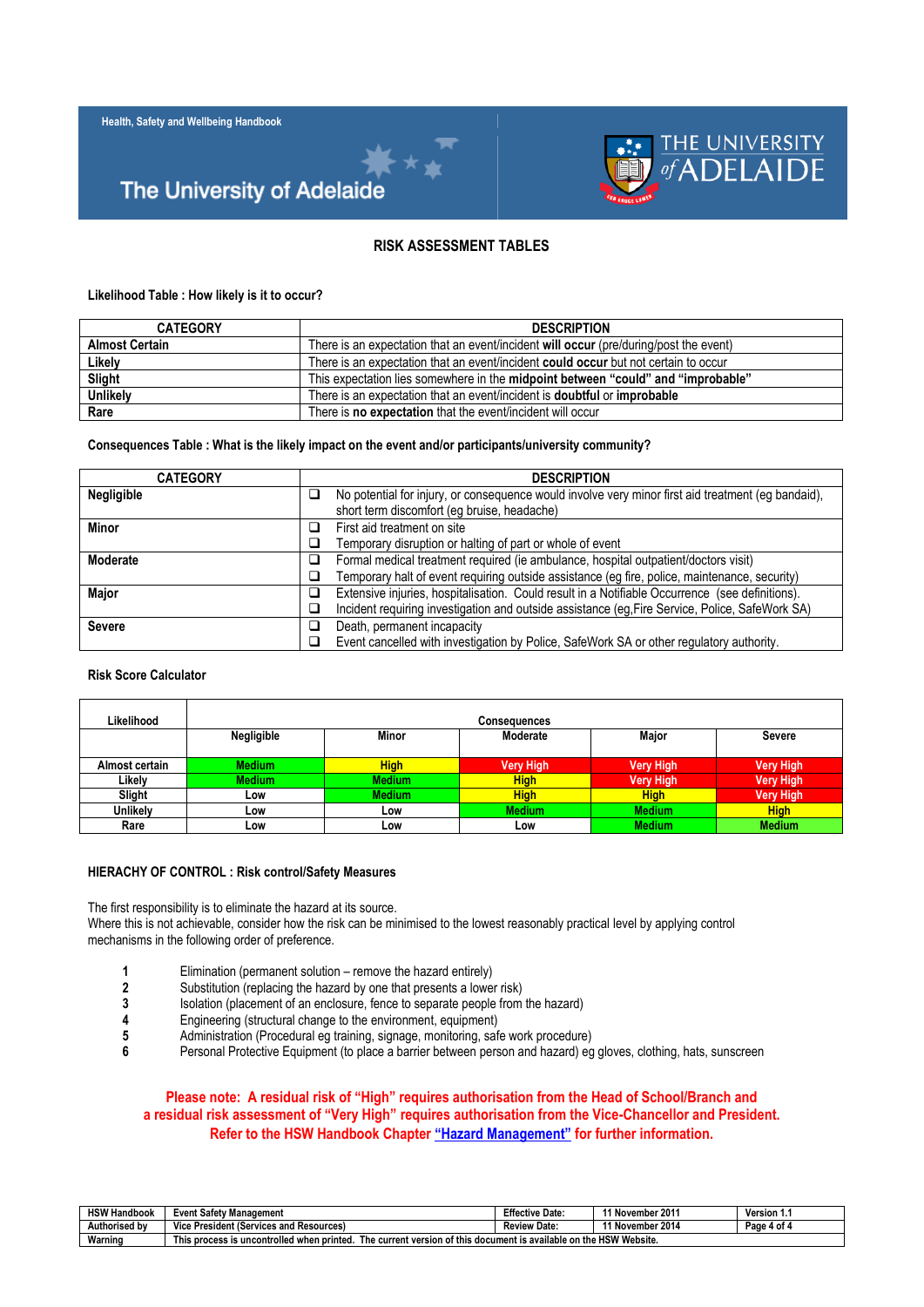## RISK ASSESSMENT TABLES

### Likelihood Table : How likely is it to occur?

| CATEGORY | DESCRIPTION |
|---|---|
| **Almost Certain** | There is an expectation that an event/incident **will occur** (pre/during/post the event) |
| **Likely** | There is an expectation that an event/incident **could occur** but not certain to occur |
| **Slight** | This expectation lies somewhere in the **midpoint between "could" and "improbable"** |
| **Unlikely** | There is an expectation that an event/incident is **doubtful** or **improbable** |
| **Rare** | There is **no expectation** that the event/incident will occur |

### Consequences Table : What is the likely impact on the event and/or participants/university community?

| CATEGORY | DESCRIPTION |
|---|---|
| **Negligible** | ❑ No potential for injury, or consequence would involve very minor first aid treatment (eg bandaid), short term discomfort (eg bruise, headache) |
| **Minor** | ❑ First aid treatment on site<br>❑ Temporary disruption or halting of part or whole of event |
| **Moderate** | ❑ Formal medical treatment required (ie ambulance, hospital outpatient/doctors visit)<br>❑ Temporary halt of event requiring outside assistance (eg fire, police, maintenance, security) |
| **Major** | ❑ Extensive injuries, hospitalisation. Could result in a Notifiable Occurrence (see definitions).<br>❑ Incident requiring investigation and outside assistance (eg,Fire Service, Police, SafeWork SA) |
| **Severe** | ❑ Death, permanent incapacity<br>❑ Event cancelled with investigation by Police, SafeWork SA or other regulatory authority. |

### Risk Score Calculator

| Likelihood | Consequences | | | | |
|---|---|---|---|---|---|
| | Negligible | Minor | Moderate | Major | Severe |
| Almost certain | Medium | High | Very High | Very High | Very High |
| Likely | Medium | Medium | High | Very High | Very High |
| Slight | Low | Medium | High | High | Very High |
| Unlikely | Low | Low | Medium | Medium | High |
| Rare | Low | Low | Low | Medium | Medium |

### HIERACHY OF CONTROL : Risk control/Safety Measures

The first responsibility is to eliminate the hazard at its source.
Where this is not achievable, consider how the risk can be minimised to the lowest reasonably practical level by applying control mechanisms in the following order of preference.

1. Elimination (permanent solution – remove the hazard entirely)
2. Substitution (replacing the hazard by one that presents a lower risk)
3. Isolation (placement of an enclosure, fence to separate people from the hazard)
4. Engineering (structural change to the environment, equipment)
5. Administration (Procedural eg training, signage, monitoring, safe work procedure)
6. Personal Protective Equipment (to place a barrier between person and hazard) eg gloves, clothing, hats, sunscreen

**Please note: A residual risk of "High" requires authorisation from the Head of School/Branch and a residual risk assessment of "Very High" requires authorisation from the Vice-Chancellor and President. Refer to the HSW Handbook Chapter "Hazard Management" for further information.**